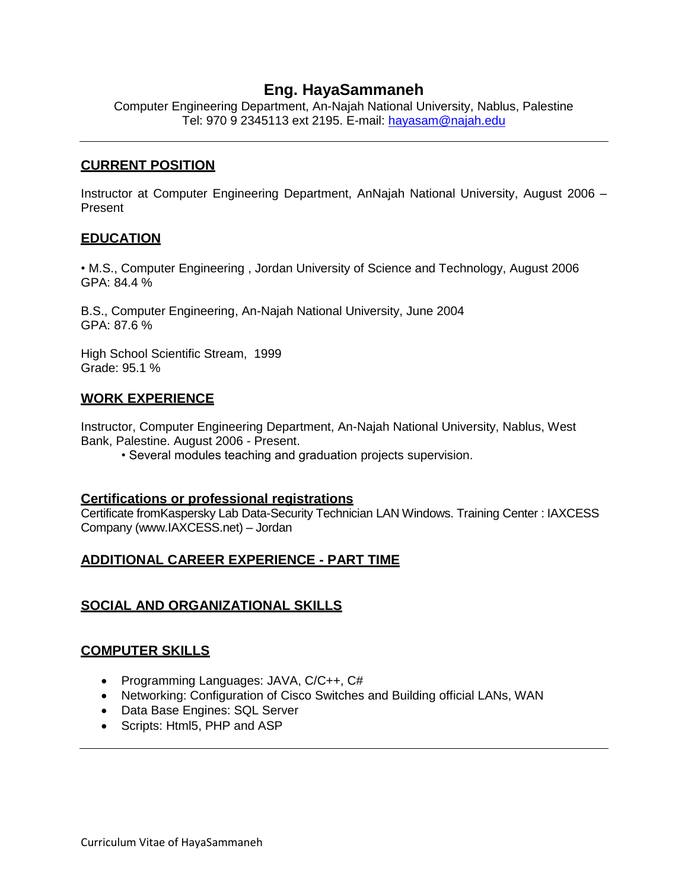# Eng. HayaSammaneh

Computer Engineering Department, An-Najah National University, Nablus, Palestine
Tel: 970 9 2345113 ext 2195. E-mail: hayasam@najah.edu

---

## CURRENT POSITION

Instructor at Computer Engineering Department, AnNajah National University, August 2006 – Present

## EDUCATION

• M.S., Computer Engineering , Jordan University of Science and Technology, August 2006
GPA: 84.4 %

B.S., Computer Engineering, An-Najah National University, June 2004
GPA: 87.6 %

High School Scientific Stream, 1999
Grade: 95.1 %

## WORK EXPERIENCE

Instructor, Computer Engineering Department, An-Najah National University, Nablus, West Bank, Palestine. August 2006 - Present.

- Several modules teaching and graduation projects supervision.

## Certifications or professional registrations

Certificate fromKaspersky Lab Data-Security Technician LAN Windows. Training Center : IAXCESS Company (www.IAXCESS.net) – Jordan

## ADDITIONAL CAREER EXPERIENCE - PART TIME

## SOCIAL AND ORGANIZATIONAL SKILLS

## COMPUTER SKILLS

- Programming Languages: JAVA, C/C++, C#
- Networking: Configuration of Cisco Switches and Building official LANs, WAN
- Data Base Engines: SQL Server
- Scripts: Html5, PHP and ASP

---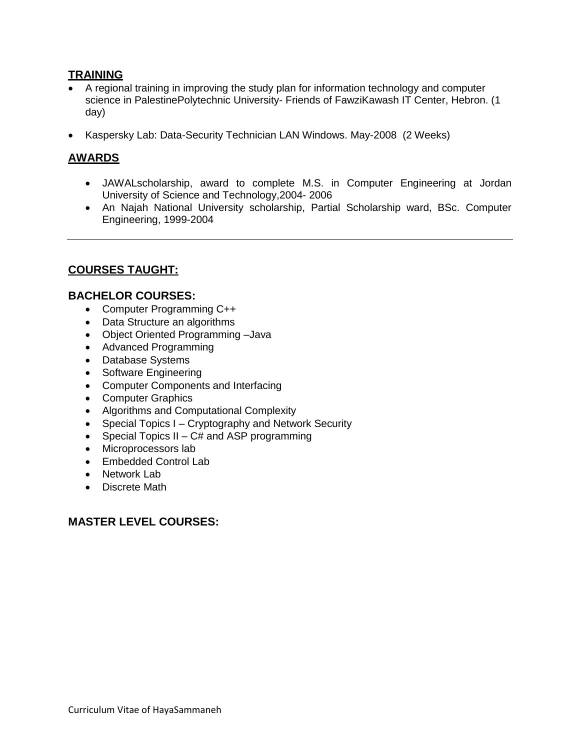## TRAINING

- A regional training in improving the study plan for information technology and computer science in PalestinePolytechnic University- Friends of FawziKawash IT Center, Hebron. (1 day)
- Kaspersky Lab: Data-Security Technician LAN Windows. May-2008 (2 Weeks)

## AWARDS

- JAWALscholarship, award to complete M.S. in Computer Engineering at Jordan University of Science and Technology,2004- 2006
- An Najah National University scholarship, Partial Scholarship ward, BSc. Computer Engineering, 1999-2004

---

## COURSES TAUGHT:

### BACHELOR COURSES:

- Computer Programming C++
- Data Structure an algorithms
- Object Oriented Programming –Java
- Advanced Programming
- Database Systems
- Software Engineering
- Computer Components and Interfacing
- Computer Graphics
- Algorithms and Computational Complexity
- Special Topics I – Cryptography and Network Security
- Special Topics II – C# and ASP programming
- Microprocessors lab
- Embedded Control Lab
- Network Lab
- Discrete Math

### MASTER LEVEL COURSES: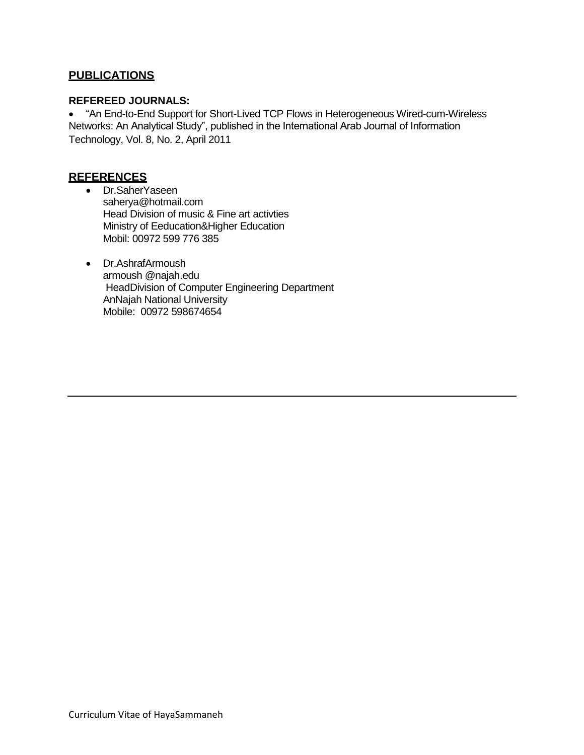## PUBLICATIONS

### REFEREED JOURNALS:

- "An End-to-End Support for Short-Lived TCP Flows in Heterogeneous Wired-cum-Wireless Networks: An Analytical Study", published in the International Arab Journal of Information Technology, Vol. 8, No. 2, April 2011

## REFERENCES

- Dr.SaherYaseen
  saherya@hotmail.com
  Head Division of music & Fine art activties
  Ministry of Eeducation&Higher Education
  Mobil: 00972 599 776 385

- Dr.AshrafArmoush
  armoush @najah.edu
  HeadDivision of Computer Engineering Department
  AnNajah National University
  Mobile: 00972 598674654